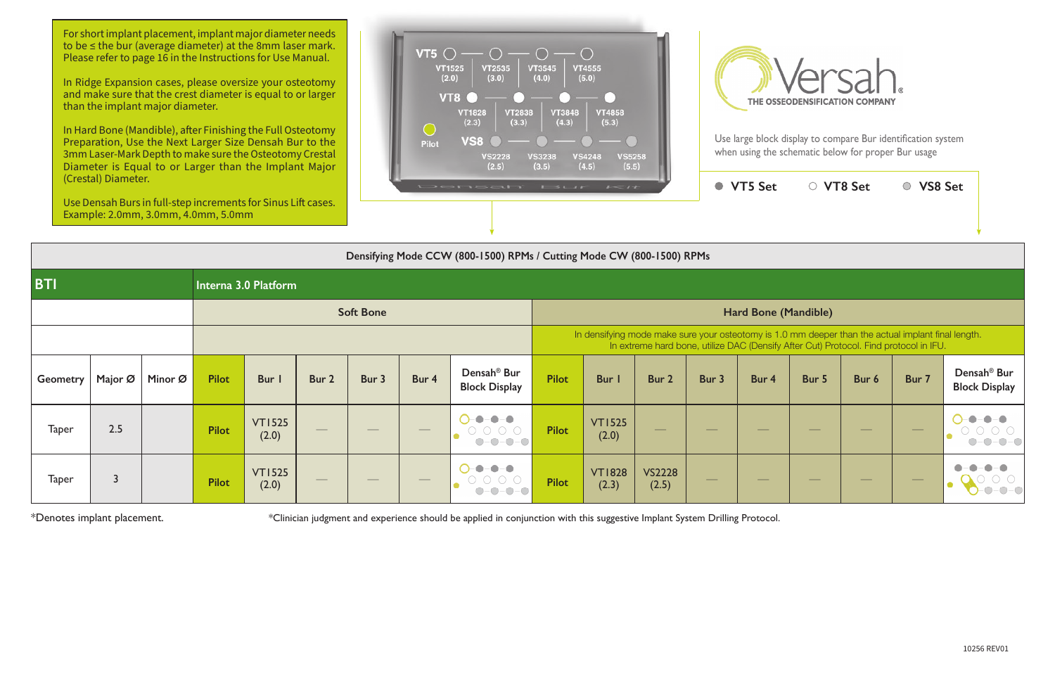For short implant placement, implant major diameter needs to be ≤ the bur (average diameter) at the 8mm laser mark. Please refer to page 16 in the Instructions for Use Manual.

In Ridge Expansion cases, please oversize your osteotomy and make sure that the crest diameter is equal to or larger than the implant major diameter.

In Hard Bone (Mandible), after Finishing the Full Osteotomy Preparation, Use the Next Larger Size Densah Bur to the 3mm Laser-Mark Depth to make sure the Osteotomy Crestal Diameter is Equal to or Larger than the Implant Major (Crestal) Diameter.

Use Densah Burs in full-step increments for Sinus Lift cases. Example: 2.0mm, 3.0mm, 4.0mm, 5.0mm

| | | | | |
|---|---|---|---|---|
| VT5 | VT1525 (2.0) | VT2535 (3.0) | VT3545 (4.0) | VT4555 (5.0) |
| VT8 | VT1828 (2.3) | VT2838 (3.3) | VT3848 (4.3) | VT4858 (5.3) |
| Pilot / VS8 | VS2228 (2.5) | VS3238 (3.5) | VS4248 (4.5) | VS5258 (5.5) |

Densah Bur Kit

Versah® THE OSSEODENSIFICATION COMPANY

Use large block display to compare Bur identification system when using the schematic below for proper Bur usage

● VT5 Set ○ VT8 Set ◎ VS8 Set

| Densifying Mode CCW (800-1500) RPMs / Cutting Mode CW (800-1500) RPMs | | | | | | | | | | | | | | | | | | |
|---|---|---|---|---|---|---|---|---|---|---|---|---|---|---|---|---|---|---|
| **BTI** | | | **Interna 3.0 Platform** | | | | | | | | | | | | | | | |
| | | | Soft Bone | | | | | | Hard Bone (Mandible) | | | | | | | | | |
| | | | | | | | | | In densifying mode make sure your osteotomy is 1.0 mm deeper than the actual implant final length. In extreme hard bone, utilize DAC (Densify After Cut) Protocol. Find protocol in IFU. | | | | | | | | | |
| Geometry | Major Ø | Minor Ø | Pilot | Bur 1 | Bur 2 | Bur 3 | Bur 4 | Densah® Bur Block Display | Pilot | Bur 1 | Bur 2 | Bur 3 | Bur 4 | Bur 5 | Bur 6 | Bur 7 | Densah® Bur Block Display |
| Taper | 2.5 | | Pilot | VT1525 (2.0) | — | — | — | | Pilot | VT1525 (2.0) | — | — | — | — | — | — | |
| Taper | 3 | | Pilot | VT1525 (2.0) | — | — | — | | Pilot | VT1828 (2.3) | VS2228 (2.5) | — | — | — | — | — | |

*Denotes implant placement.

*Clinician judgment and experience should be applied in conjunction with this suggestive Implant System Drilling Protocol.

10256 REV01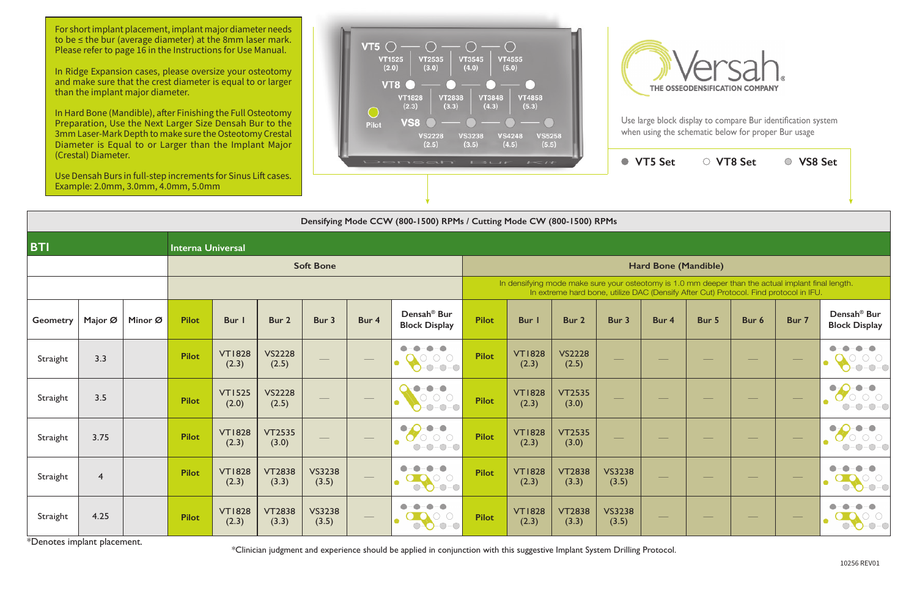For short implant placement, implant major diameter needs to be ≤ the bur (average diameter) at the 8mm laser mark. Please refer to page 16 in the Instructions for Use Manual.

In Ridge Expansion cases, please oversize your osteotomy and make sure that the crest diameter is equal to or larger than the implant major diameter.

In Hard Bone (Mandible), after Finishing the Full Osteotomy Preparation, Use the Next Larger Size Densah Bur to the 3mm Laser-Mark Depth to make sure the Osteotomy Crestal Diameter is Equal to or Larger than the Implant Major (Crestal) Diameter.

Use Densah Burs in full-step increments for Sinus Lift cases. Example: 2.0mm, 3.0mm, 4.0mm, 5.0mm

VT5: VT1525 (2.0), VT2535 (3.0), VT3545 (4.0), VT4555 (5.0)
VT8: VT1828 (2.3), VT2838 (3.3), VT3848 (4.3), VT4858 (5.3)
Pilot
VS8: VS2228 (2.5), VS3238 (3.5), VS4248 (4.5), VS5258 (5.5)

Versah® THE OSSEODENSIFICATION COMPANY

Use large block display to compare Bur identification system when using the schematic below for proper Bur usage

● VT5 Set ○ VT8 Set ◎ VS8 Set

**Densifying Mode CCW (800-1500) RPMs / Cutting Mode CW (800-1500) RPMs**

| BTI | | | Interna Universal | | | | | | | | | | | | | | | |
|---|---|---|---|---|---|---|---|---|---|---|---|---|---|---|---|---|---|---|
| | | | Soft Bone | | | | | | Hard Bone (Mandible) | | | | | | | | | |
| | | | | | | | | | In densifying mode make sure your osteotomy is 1.0 mm deeper than the actual implant final length. In extreme hard bone, utilize DAC (Densify After Cut) Protocol. Find protocol in IFU. | | | | | | | | | |
| Geometry | Major Ø | Minor Ø | Pilot | Bur 1 | Bur 2 | Bur 3 | Bur 4 | Densah® Bur Block Display | Pilot | Bur 1 | Bur 2 | Bur 3 | Bur 4 | Bur 5 | Bur 6 | Bur 7 | Densah® Bur Block Display |
| Straight | 3.3 | | Pilot | VT1828 (2.3) | VS2228 (2.5) | — | — | | Pilot | VT1828 (2.3) | VS2228 (2.5) | — | — | — | — | — | |
| Straight | 3.5 | | Pilot | VT1525 (2.0) | VS2228 (2.5) | — | — | | Pilot | VT1828 (2.3) | VT2535 (3.0) | — | — | — | — | — | |
| Straight | 3.75 | | Pilot | VT1828 (2.3) | VT2535 (3.0) | — | — | | Pilot | VT1828 (2.3) | VT2535 (3.0) | — | — | — | — | — | |
| Straight | 4 | | Pilot | VT1828 (2.3) | VT2838 (3.3) | VS3238 (3.5) | — | | Pilot | VT1828 (2.3) | VT2838 (3.3) | VS3238 (3.5) | — | — | — | — | |
| Straight | 4.25 | | Pilot | VT1828 (2.3) | VT2838 (3.3) | VS3238 (3.5) | — | | Pilot | VT1828 (2.3) | VT2838 (3.3) | VS3238 (3.5) | — | — | — | — | |

*Denotes implant placement.

*Clinician judgment and experience should be applied in conjunction with this suggestive Implant System Drilling Protocol.

10256 REV01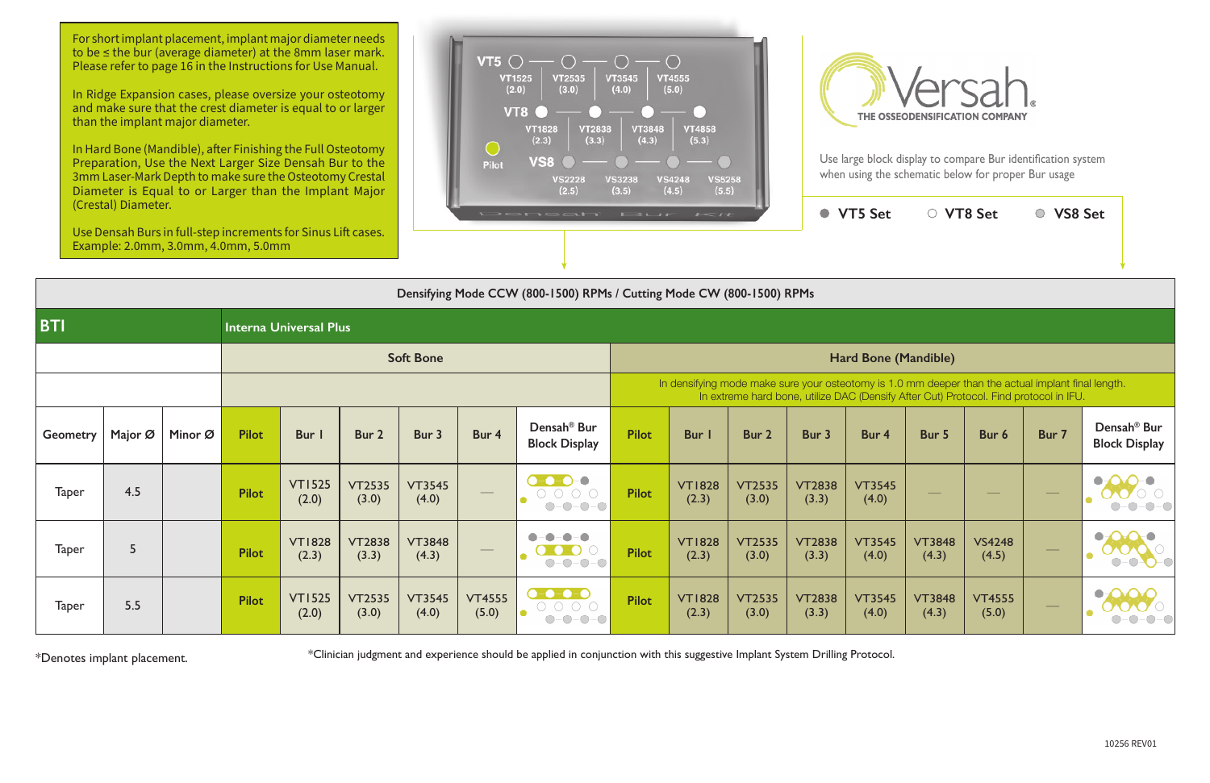For short implant placement, implant major diameter needs to be ≤ the bur (average diameter) at the 8mm laser mark. Please refer to page 16 in the Instructions for Use Manual.

In Ridge Expansion cases, please oversize your osteotomy and make sure that the crest diameter is equal to or larger than the implant major diameter.

In Hard Bone (Mandible), after Finishing the Full Osteotomy Preparation, Use the Next Larger Size Densah Bur to the 3mm Laser-Mark Depth to make sure the Osteotomy Crestal Diameter is Equal to or Larger than the Implant Major (Crestal) Diameter.

Use Densah Burs in full-step increments for Sinus Lift cases. Example: 2.0mm, 3.0mm, 4.0mm, 5.0mm

VT5: VT1525 (2.0), VT2535 (3.0), VT3545 (4.0), VT4555 (5.0)
VT8: VT1828 (2.3), VT2838 (3.3), VT3848 (4.3), VT4858 (5.3)
VS8: VS2228 (2.5), VS3238 (3.5), VS4248 (4.5), VS5258 (5.5)
Pilot

Densah Bur Kit

Versah® THE OSSEODENSIFICATION COMPANY

Use large block display to compare Bur identification system when using the schematic below for proper Bur usage

● VT5 Set ○ VT8 Set ◎ VS8 Set

| Densifying Mode CCW (800-1500) RPMs / Cutting Mode CW (800-1500) RPMs | | | | | | | | | | | | | | | | | | |
|---|---|---|---|---|---|---|---|---|---|---|---|---|---|---|---|---|---|---|
| **BTI** | | | **Interna Universal Plus** | | | | | | | | | | | | | | | |
| | | | Soft Bone | | | | | | Hard Bone (Mandible) | | | | | | | | | |
| | | | | | | | | | In densifying mode make sure your osteotomy is 1.0 mm deeper than the actual implant final length. In extreme hard bone, utilize DAC (Densify After Cut) Protocol. Find protocol in IFU. | | | | | | | | | |
| Geometry | Major Ø | Minor Ø | Pilot | Bur 1 | Bur 2 | Bur 3 | Bur 4 | Densah® Bur Block Display | Pilot | Bur 1 | Bur 2 | Bur 3 | Bur 4 | Bur 5 | Bur 6 | Bur 7 | Densah® Bur Block Display |
| Taper | 4.5 | | Pilot | VT1525 (2.0) | VT2535 (3.0) | VT3545 (4.0) | — | | Pilot | VT1828 (2.3) | VT2535 (3.0) | VT2838 (3.3) | VT3545 (4.0) | — | — | — | |
| Taper | 5 | | Pilot | VT1828 (2.3) | VT2838 (3.3) | VT3848 (4.3) | — | | Pilot | VT1828 (2.3) | VT2535 (3.0) | VT2838 (3.3) | VT3545 (4.0) | VT3848 (4.3) | VS4248 (4.5) | — | |
| Taper | 5.5 | | Pilot | VT1525 (2.0) | VT2535 (3.0) | VT3545 (4.0) | VT4555 (5.0) | | Pilot | VT1828 (2.3) | VT2535 (3.0) | VT2838 (3.3) | VT3545 (4.0) | VT3848 (4.3) | VT4555 (5.0) | — | |

*Denotes implant placement.

*Clinician judgment and experience should be applied in conjunction with this suggestive Implant System Drilling Protocol.

10256 REV01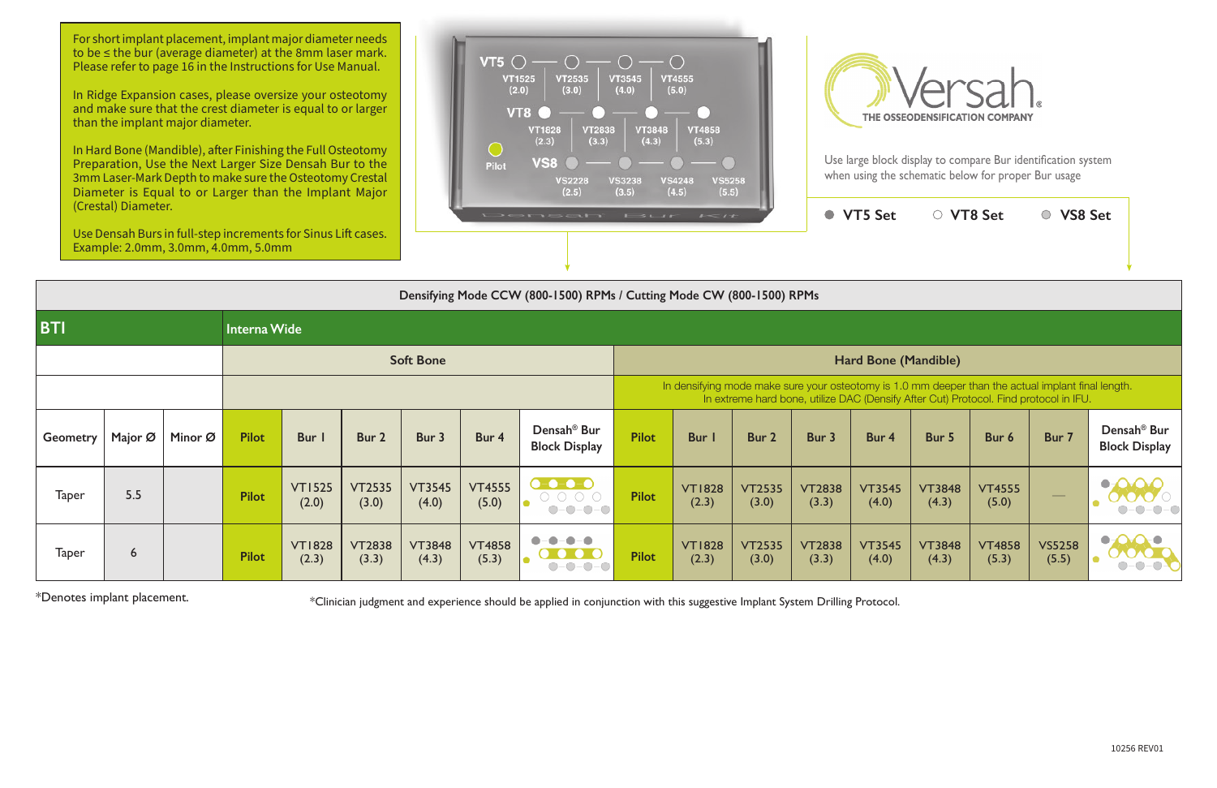For short implant placement, implant major diameter needs to be ≤ the bur (average diameter) at the 8mm laser mark. Please refer to page 16 in the Instructions for Use Manual.

In Ridge Expansion cases, please oversize your osteotomy and make sure that the crest diameter is equal to or larger than the implant major diameter.

In Hard Bone (Mandible), after Finishing the Full Osteotomy Preparation, Use the Next Larger Size Densah Bur to the 3mm Laser-Mark Depth to make sure the Osteotomy Crestal Diameter is Equal to or Larger than the Implant Major (Crestal) Diameter.

Use Densah Burs in full-step increments for Sinus Lift cases. Example: 2.0mm, 3.0mm, 4.0mm, 5.0mm

VT5: VT1525 (2.0) — VT2535 (3.0) — VT3545 (4.0) — VT4555 (5.0)
VT8: VT1828 (2.3) — VT2838 (3.3) — VT3848 (4.3) — VT4858 (5.3)
Pilot
VS8: VS2228 (2.5) — VS3238 (3.5) — VS4248 (4.5) — VS5258 (5.5)

Densah Bur Kit

Versah® THE OSSEODENSIFICATION COMPANY

Use large block display to compare Bur identification system when using the schematic below for proper Bur usage

● VT5 Set ○ VT8 Set ◎ VS8 Set

| Densifying Mode CCW (800-1500) RPMs / Cutting Mode CW (800-1500) RPMs | | | | | | | | | | | | | | | | | |
|---|---|---|---|---|---|---|---|---|---|---|---|---|---|---|---|---|---|
| **BTI** | | | **Interna Wide** | | | | | | | | | | | | | | |
| | | | Soft Bone | | | | | | Hard Bone (Mandible) | | | | | | | | |
| | | | | | | | | | In densifying mode make sure your osteotomy is 1.0 mm deeper than the actual implant final length. In extreme hard bone, utilize DAC (Densify After Cut) Protocol. Find protocol in IFU. | | | | | | | | |
| Geometry | Major Ø | Minor Ø | Pilot | Bur 1 | Bur 2 | Bur 3 | Bur 4 | Densah® Bur Block Display | Pilot | Bur 1 | Bur 2 | Bur 3 | Bur 4 | Bur 5 | Bur 6 | Bur 7 | Densah® Bur Block Display |
| Taper | 5.5 | | Pilot | VT1525 (2.0) | VT2535 (3.0) | VT3545 (4.0) | VT4555 (5.0) | | Pilot | VT1828 (2.3) | VT2535 (3.0) | VT2838 (3.3) | VT3545 (4.0) | VT3848 (4.3) | VT4555 (5.0) | — | |
| Taper | 6 | | Pilot | VT1828 (2.3) | VT2838 (3.3) | VT3848 (4.3) | VT4858 (5.3) | | Pilot | VT1828 (2.3) | VT2535 (3.0) | VT2838 (3.3) | VT3545 (4.0) | VT3848 (4.3) | VT4858 (5.3) | VS5258 (5.5) | |

*Denotes implant placement.

*Clinician judgment and experience should be applied in conjunction with this suggestive Implant System Drilling Protocol.

10256 REV01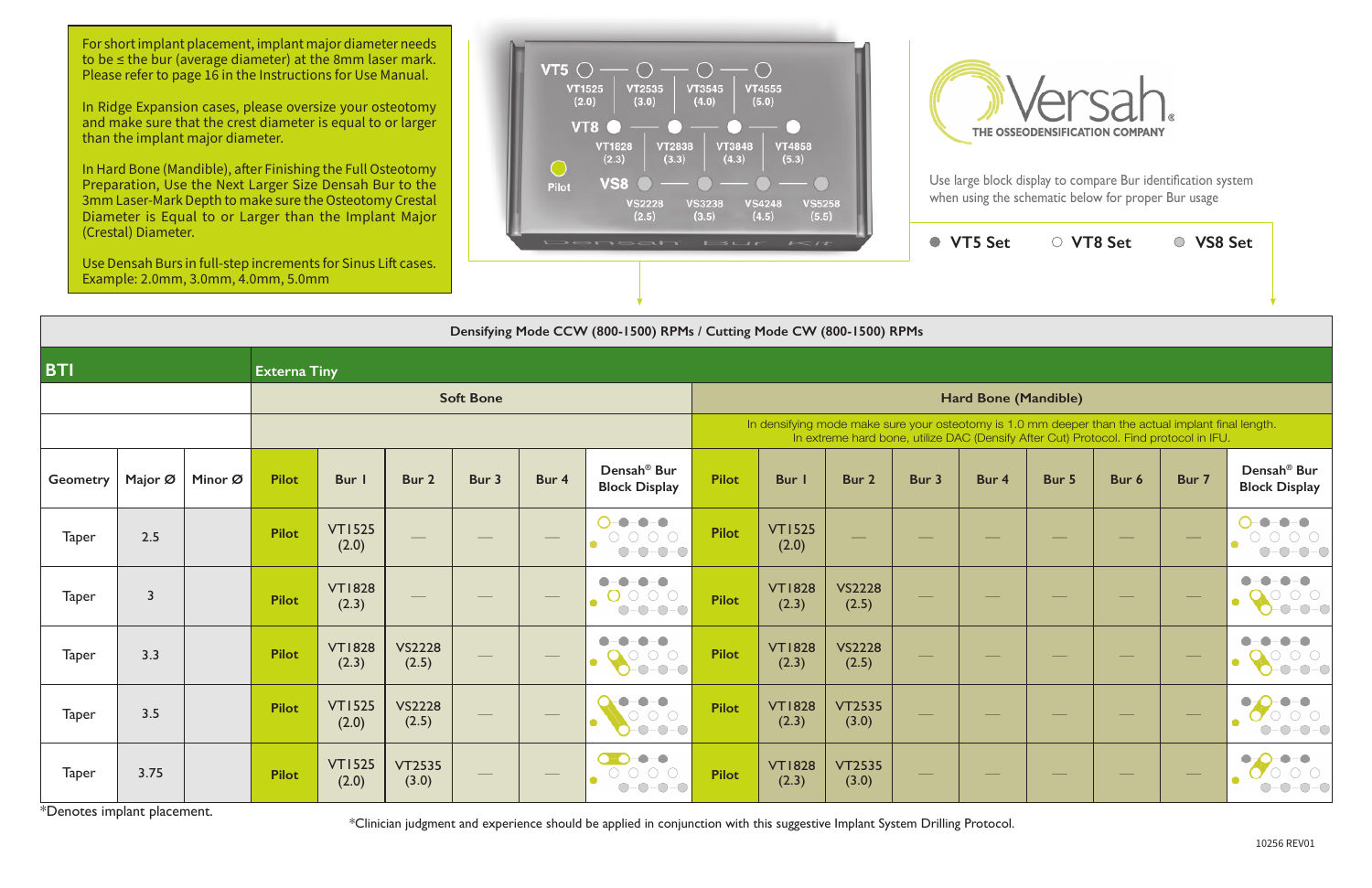For short implant placement, implant major diameter needs to be ≤ the bur (average diameter) at the 8mm laser mark. Please refer to page 16 in the Instructions for Use Manual.

In Ridge Expansion cases, please oversize your osteotomy and make sure that the crest diameter is equal to or larger than the implant major diameter.

In Hard Bone (Mandible), after Finishing the Full Osteotomy Preparation, Use the Next Larger Size Densah Bur to the 3mm Laser-Mark Depth to make sure the Osteotomy Crestal Diameter is Equal to or Larger than the Implant Major (Crestal) Diameter.

Use Densah Burs in full-step increments for Sinus Lift cases. Example: 2.0mm, 3.0mm, 4.0mm, 5.0mm

VT5: VT1525 (2.0) — VT2535 (3.0) — VT3545 (4.0) — VT4555 (5.0)

VT8: VT1828 (2.3) — VT2838 (3.3) — VT3848 (4.3) — VT4858 (5.3)

Pilot

VS8: VS2228 (2.5) — VS3238 (3.5) — VS4248 (4.5) — VS5258 (5.5)

Densah Bur Kit

Versah® THE OSSEODENSIFICATION COMPANY

Use large block display to compare Bur identification system when using the schematic below for proper Bur usage

● VT5 Set ○ VT8 Set ◉ VS8 Set

**Densifying Mode CCW (800-1500) RPMs / Cutting Mode CW (800-1500) RPMs**

## BTI

**Externa Tiny**

| | | | Soft Bone | | | | | | Hard Bone (Mandible) | | | | | | | | | |
|---|---|---|---|---|---|---|---|---|---|---|---|---|---|---|---|---|---|---|
| | | | | | | | | | In densifying mode make sure your osteotomy is 1.0 mm deeper than the actual implant final length. In extreme hard bone, utilize DAC (Densify After Cut) Protocol. Find protocol in IFU. | | | | | | | | | |
| Geometry | Major Ø | Minor Ø | Pilot | Bur 1 | Bur 2 | Bur 3 | Bur 4 | Densah® Bur Block Display | Pilot | Bur 1 | Bur 2 | Bur 3 | Bur 4 | Bur 5 | Bur 6 | Bur 7 | Densah® Bur Block Display |
| Taper | 2.5 | | Pilot | VT1525 (2.0) | — | — | — | | Pilot | VT1525 (2.0) | — | — | — | — | — | — | |
| Taper | 3 | | Pilot | VT1828 (2.3) | — | — | — | | Pilot | VT1828 (2.3) | VS2228 (2.5) | — | — | — | — | — | |
| Taper | 3.3 | | Pilot | VT1828 (2.3) | VS2228 (2.5) | — | — | | Pilot | VT1828 (2.3) | VS2228 (2.5) | — | — | — | — | — | |
| Taper | 3.5 | | Pilot | VT1525 (2.0) | VS2228 (2.5) | — | — | | Pilot | VT1828 (2.3) | VT2535 (3.0) | — | — | — | — | — | |
| Taper | 3.75 | | Pilot | VT1525 (2.0) | VT2535 (3.0) | — | — | | Pilot | VT1828 (2.3) | VT2535 (3.0) | — | — | — | — | — | |

*Denotes implant placement.

*Clinician judgment and experience should be applied in conjunction with this suggestive Implant System Drilling Protocol.

10256 REV01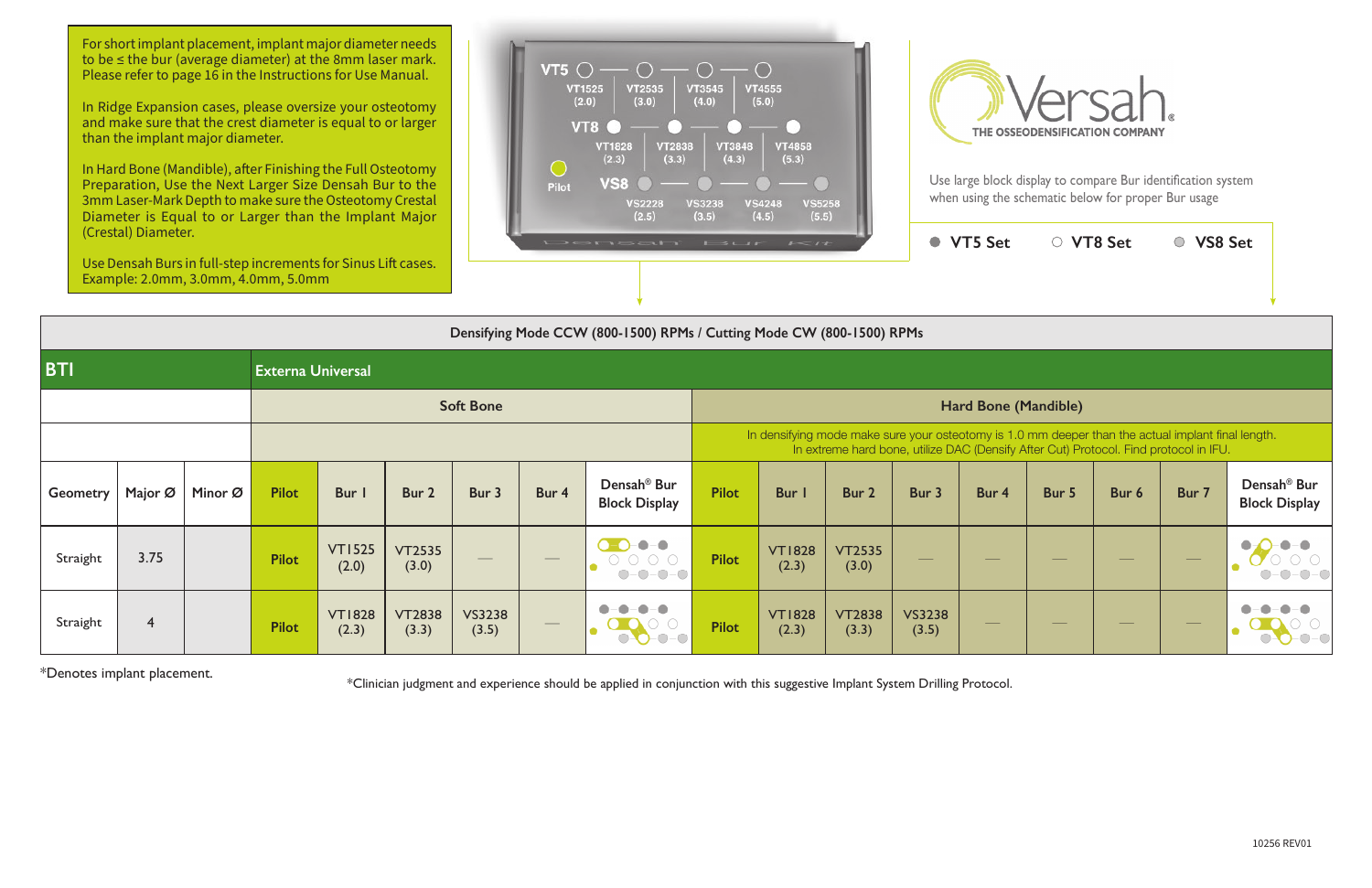For short implant placement, implant major diameter needs to be ≤ the bur (average diameter) at the 8mm laser mark. Please refer to page 16 in the Instructions for Use Manual.

In Ridge Expansion cases, please oversize your osteotomy and make sure that the crest diameter is equal to or larger than the implant major diameter.

In Hard Bone (Mandible), after Finishing the Full Osteotomy Preparation, Use the Next Larger Size Densah Bur to the 3mm Laser-Mark Depth to make sure the Osteotomy Crestal Diameter is Equal to or Larger than the Implant Major (Crestal) Diameter.

Use Densah Burs in full-step increments for Sinus Lift cases. Example: 2.0mm, 3.0mm, 4.0mm, 5.0mm

VT5: VT1525 (2.0), VT2535 (3.0), VT3545 (4.0), VT4555 (5.0)
VT8: VT1828 (2.3), VT2838 (3.3), VT3848 (4.3), VT4858 (5.3)
VS8: VS2228 (2.5), VS3238 (3.5), VS4248 (4.5), VS5258 (5.5)
Pilot

Densah Bur Kit

Versah® THE OSSEODENSIFICATION COMPANY

Use large block display to compare Bur identification system when using the schematic below for proper Bur usage

● VT5 Set ○ VT8 Set ◎ VS8 Set

Densifying Mode CCW (800-1500) RPMs / Cutting Mode CW (800-1500) RPMs

| BTI | | | Externa Universal | | | | | | | | | | | | | | |
|---|---|---|---|---|---|---|---|---|---|---|---|---|---|---|---|---|---|
| | | | Soft Bone | | | | | | Hard Bone (Mandible) | | | | | | | | |
| | | | | | | | | | In densifying mode make sure your osteotomy is 1.0 mm deeper than the actual implant final length. In extreme hard bone, utilize DAC (Densify After Cut) Protocol. Find protocol in IFU. | | | | | | | | |
| Geometry | Major Ø | Minor Ø | Pilot | Bur 1 | Bur 2 | Bur 3 | Bur 4 | Densah® Bur Block Display | Pilot | Bur 1 | Bur 2 | Bur 3 | Bur 4 | Bur 5 | Bur 6 | Bur 7 | Densah® Bur Block Display |
| Straight | 3.75 | | Pilot | VT1525 (2.0) | VT2535 (3.0) | — | — | | Pilot | VT1828 (2.3) | VT2535 (3.0) | — | — | — | — | — | |
| Straight | 4 | | Pilot | VT1828 (2.3) | VT2838 (3.3) | VS3238 (3.5) | — | | Pilot | VT1828 (2.3) | VT2838 (3.3) | VS3238 (3.5) | — | — | — | — | |

*Denotes implant placement.

*Clinician judgment and experience should be applied in conjunction with this suggestive Implant System Drilling Protocol.

10256 REV01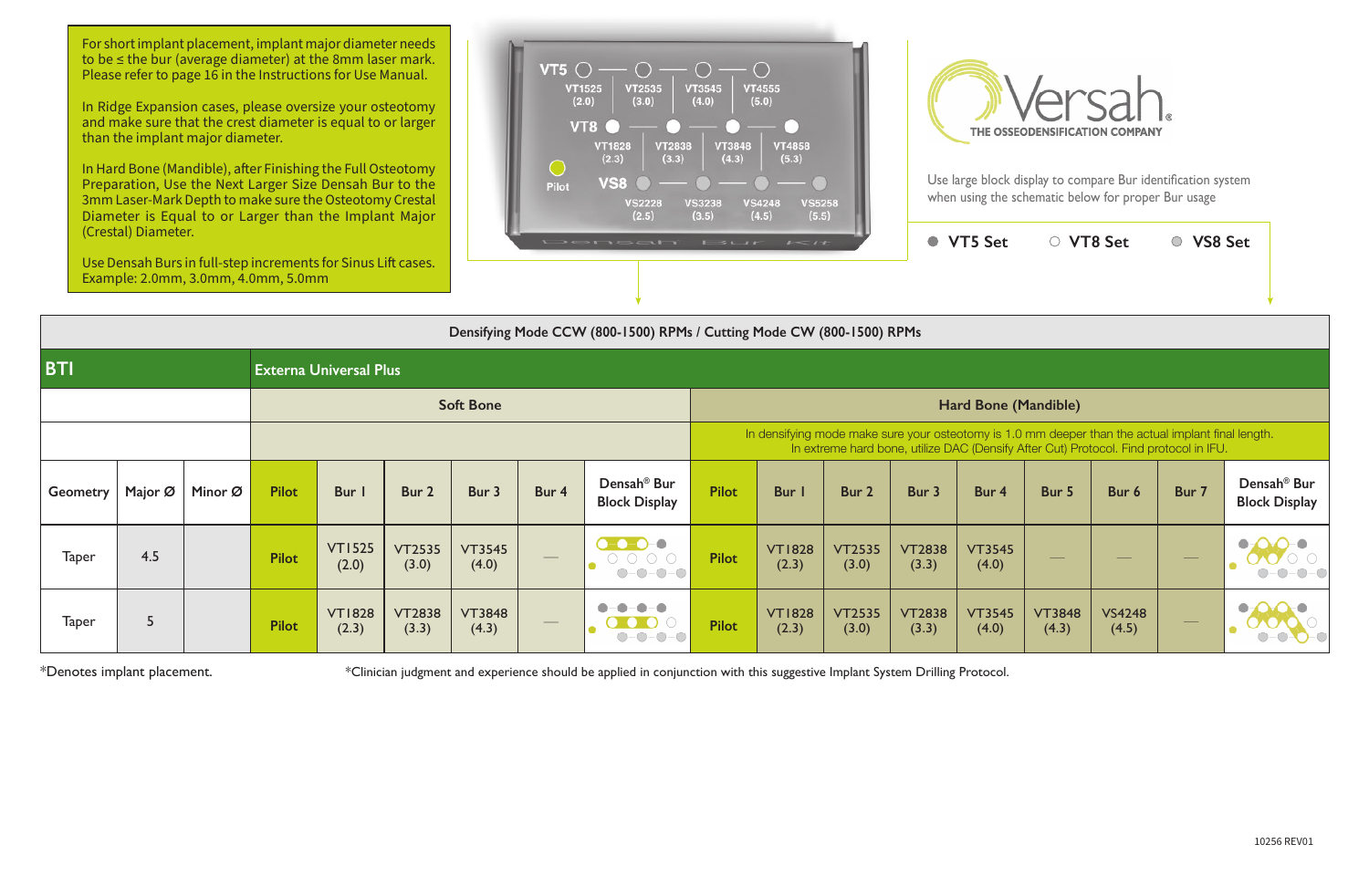For short implant placement, implant major diameter needs to be ≤ the bur (average diameter) at the 8mm laser mark. Please refer to page 16 in the Instructions for Use Manual.

In Ridge Expansion cases, please oversize your osteotomy and make sure that the crest diameter is equal to or larger than the implant major diameter.

In Hard Bone (Mandible), after Finishing the Full Osteotomy Preparation, Use the Next Larger Size Densah Bur to the 3mm Laser-Mark Depth to make sure the Osteotomy Crestal Diameter is Equal to or Larger than the Implant Major (Crestal) Diameter.

Use Densah Burs in full-step increments for Sinus Lift cases. Example: 2.0mm, 3.0mm, 4.0mm, 5.0mm

VT5: VT1525 (2.0), VT2535 (3.0), VT3545 (4.0), VT4555 (5.0)

VT8: VT1828 (2.3), VT2838 (3.3), VT3848 (4.3), VT4858 (5.3)

Pilot

VS8: VS2228 (2.5), VS3238 (3.5), VS4248 (4.5), VS5258 (5.5)

Densah Bur Kit

Versah® THE OSSEODENSIFICATION COMPANY

Use large block display to compare Bur identification system when using the schematic below for proper Bur usage

● VT5 Set ○ VT8 Set ◎ VS8 Set

| Densifying Mode CCW (800-1500) RPMs / Cutting Mode CW (800-1500) RPMs | | | | | | | | | | | | | | | | | | |
|---|---|---|---|---|---|---|---|---|---|---|---|---|---|---|---|---|---|---|
| **BTI** | | | **Externa Universal Plus** | | | | | | | | | | | | | | | |
| | | | Soft Bone | | | | | | Hard Bone (Mandible) | | | | | | | | | |
| | | | | | | | | | In densifying mode make sure your osteotomy is 1.0 mm deeper than the actual implant final length. In extreme hard bone, utilize DAC (Densify After Cut) Protocol. Find protocol in IFU. | | | | | | | | | |
| Geometry | Major Ø | Minor Ø | Pilot | Bur 1 | Bur 2 | Bur 3 | Bur 4 | Densah® Bur Block Display | Pilot | Bur 1 | Bur 2 | Bur 3 | Bur 4 | Bur 5 | Bur 6 | Bur 7 | Densah® Bur Block Display |
| Taper | 4.5 | | Pilot | VT1525 (2.0) | VT2535 (3.0) | VT3545 (4.0) | — | | Pilot | VT1828 (2.3) | VT2535 (3.0) | VT2838 (3.3) | VT3545 (4.0) | — | — | — | |
| Taper | 5 | | Pilot | VT1828 (2.3) | VT2838 (3.3) | VT3848 (4.3) | — | | Pilot | VT1828 (2.3) | VT2535 (3.0) | VT2838 (3.3) | VT3545 (4.0) | VT3848 (4.3) | VS4248 (4.5) | — | |

*Denotes implant placement.

*Clinician judgment and experience should be applied in conjunction with this suggestive Implant System Drilling Protocol.

10256 REV01